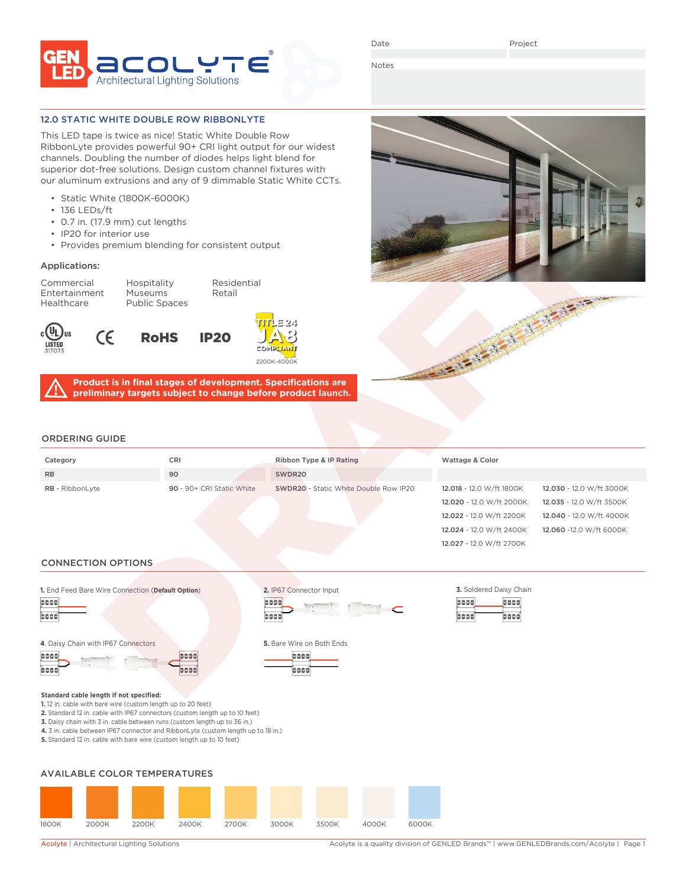Date | Project

Notes

## 12.0 STATIC WHITE DOUBLE ROW RIBBONLYTE

This LED tape is twice as nice! Static White Double Row RibbonLyte provides powerful 90+ CRI light output for our widest channels. Doubling the number of diodes helps light blend for superior dot-free solutions. Design custom channel fixtures with our aluminum extrusions and any of 9 dimmable Static White CCTs.

- Static White (1800K-6000K)
- 136 LEDs/ft
- 0.7 in. (17.9 mm) cut lengths
- IP20 for interior use
- Provides premium blending for consistent output

### Applications:

| | | |
|---|---|---|
| Commercial | Hospitality | Residential |
| Entertainment | Museums | Retail |
| Healthcare | Public Spaces | |

cULus LISTED 317073 · CE · RoHS · IP20 · TITLE 24 JA8 COMPLIANT 2200K-4000K

**Product is in final stages of development. Specifications are preliminary targets subject to change before product launch.**

DRAFT

## ORDERING GUIDE

| Category | CRI | Ribbon Type & IP Rating | Wattage & Color | |
|---|---|---|---|---|
| RB | 90 | SWDR20 | | |
| **RB** - RibbonLyte | **90** - 90+ CRI Static White | **SWDR20** - Static White Double Row IP20 | **12.018** - 12.0 W/ft 1800K | **12.030** - 12.0 W/ft 3000K |
| | | | **12.020** - 12.0 W/ft 2000K | **12.035** - 12.0 W/ft 3500K |
| | | | **12.022** - 12.0 W/ft 2200K | **12.040** - 12.0 W/ft 4000K |
| | | | **12.024** - 12.0 W/ft 2400K | **12.060** -12.0 W/ft 6000K |
| | | | **12.027** - 12.0 W/ft 2700K | |

## CONNECTION OPTIONS

**1.** End Feed Bare Wire Connection (**Default Option**)

**2.** IP67 Connector Input

**3.** Soldered Daisy Chain

**4.** Daisy Chain with IP67 Connectors

**5.** Bare Wire on Both Ends

**Standard cable length if not specified:**

**1.** 12 in. cable with bare wire (custom length up to 20 feet)
**2.** Standard 12 in. cable with IP67 connectors (custom length up to 10 feet)
**3.** Daisy chain with 3 in. cable between runs (custom length up to 36 in.)
**4.** 3 in. cable between IP67 connector and RibbonLyte (custom length up to 18 in.)
**5.** Standard 12 in. cable with bare wire (custom length up to 10 feet)

## AVAILABLE COLOR TEMPERATURES

1800K · 2000K · 2200K · 2400K · 2700K · 3000K · 3500K · 4000K · 6000K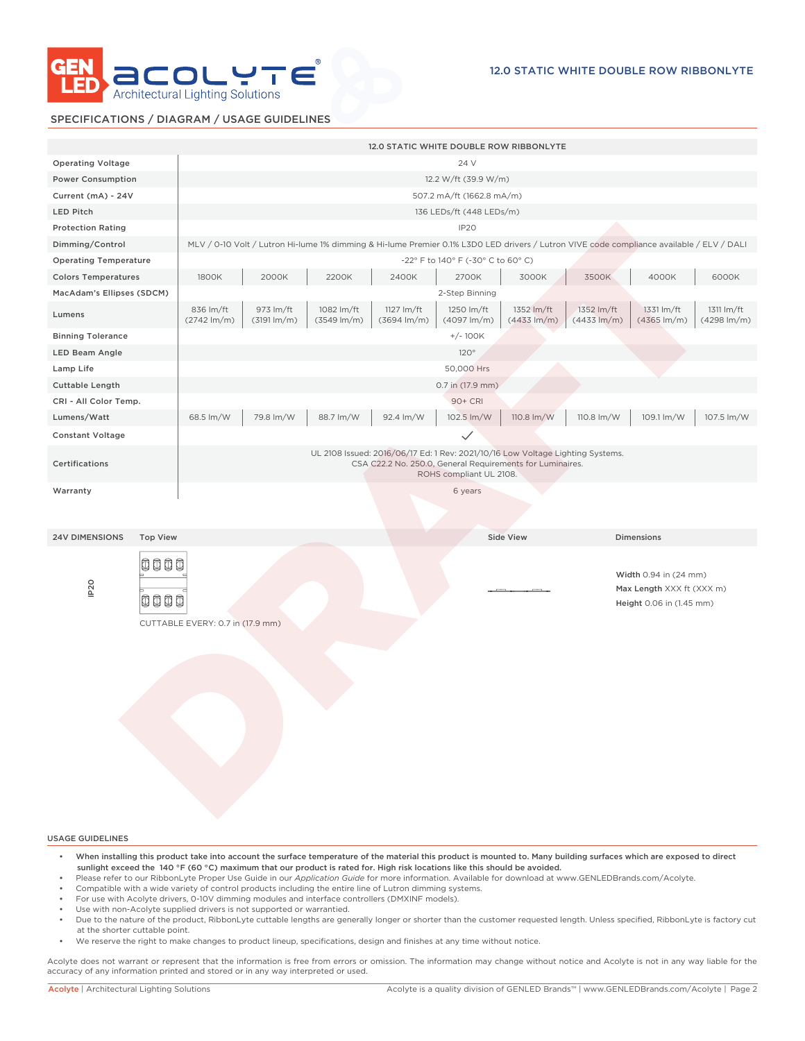## 12.0 STATIC WHITE DOUBLE ROW RIBBONLYTE

## SPECIFICATIONS / DIAGRAM / USAGE GUIDELINES

| | 12.0 STATIC WHITE DOUBLE ROW RIBBONLYTE | | | | | | | | |
|---|---|---|---|---|---|---|---|---|---|
| Operating Voltage | 24 V | | | | | | | | |
| Power Consumption | 12.2 W/ft (39.9 W/m) | | | | | | | | |
| Current (mA) - 24V | 507.2 mA/ft (1662.8 mA/m) | | | | | | | | |
| LED Pitch | 136 LEDs/ft (448 LEDs/m) | | | | | | | | |
| Protection Rating | IP20 | | | | | | | | |
| Dimming/Control | MLV / 0-10 Volt / Lutron Hi-lume 1% dimming & Hi-lume Premier 0.1% L3D0 LED drivers / Lutron VIVE code compliance available / ELV / DALI | | | | | | | | |
| Operating Temperature | -22° F to 140° F (-30° C to 60° C) | | | | | | | | |
| Colors Temperatures | 1800K | 2000K | 2200K | 2400K | 2700K | 3000K | 3500K | 4000K | 6000K |
| MacAdam's Ellipses (SDCM) | 2-Step Binning | | | | | | | | |
| Lumens | 836 lm/ft (2742 lm/m) | 973 lm/ft (3191 lm/m) | 1082 lm/ft (3549 lm/m) | 1127 lm/ft (3694 lm/m) | 1250 lm/ft (4097 lm/m) | 1352 lm/ft (4433 lm/m) | 1352 lm/ft (4433 lm/m) | 1331 lm/ft (4365 lm/m) | 1311 lm/ft (4298 lm/m) |
| Binning Tolerance | +/- 100K | | | | | | | | |
| LED Beam Angle | 120° | | | | | | | | |
| Lamp Life | 50,000 Hrs | | | | | | | | |
| Cuttable Length | 0.7 in (17.9 mm) | | | | | | | | |
| CRI - All Color Temp. | 90+ CRI | | | | | | | | |
| Lumens/Watt | 68.5 lm/W | 79.8 lm/W | 88.7 lm/W | 92.4 lm/W | 102.5 lm/W | 110.8 lm/W | 110.8 lm/W | 109.1 lm/W | 107.5 lm/W |
| Constant Voltage | ✓ | | | | | | | | |
| Certifications | UL 2108 Issued: 2016/06/17 Ed: 1 Rev: 2021/10/16 Low Voltage Lighting Systems. CSA C22.2 No. 250.0, General Requirements for Luminaires. ROHS compliant UL 2108. | | | | | | | | |
| Warranty | 6 years | | | | | | | | |

| 24V DIMENSIONS | Top View | Side View | Dimensions |
|---|---|---|---|
| IP20 | CUTTABLE EVERY: 0.7 in (17.9 mm) | | **Width** 0.94 in (24 mm)<br>**Max Length** XXX ft (XXX m)<br>**Height** 0.06 in (1.45 mm) |

DRAFT

### USAGE GUIDELINES

- **When installing this product take into account the surface temperature of the material this product is mounted to. Many building surfaces which are exposed to direct sunlight exceed the 140 °F (60 °C) maximum that our product is rated for. High risk locations like this should be avoided.**
- Please refer to our RibbonLyte Proper Use Guide in our *Application Guide* for more information. Available for download at www.GENLEDBrands.com/Acolyte.
- Compatible with a wide variety of control products including the entire line of Lutron dimming systems.
- For use with Acolyte drivers, 0-10V dimming modules and interface controllers (DMXINF models).
- Use with non-Acolyte supplied drivers is not supported or warrantied.
- Due to the nature of the product, RibbonLyte cuttable lengths are generally longer or shorter than the customer requested length. Unless specified, RibbonLyte is factory cut at the shorter cuttable point.
- We reserve the right to make changes to product lineup, specifications, design and finishes at any time without notice.

Acolyte does not warrant or represent that the information is free from errors or omission. The information may change without notice and Acolyte is not in any way liable for the accuracy of any information printed and stored or in any way interpreted or used.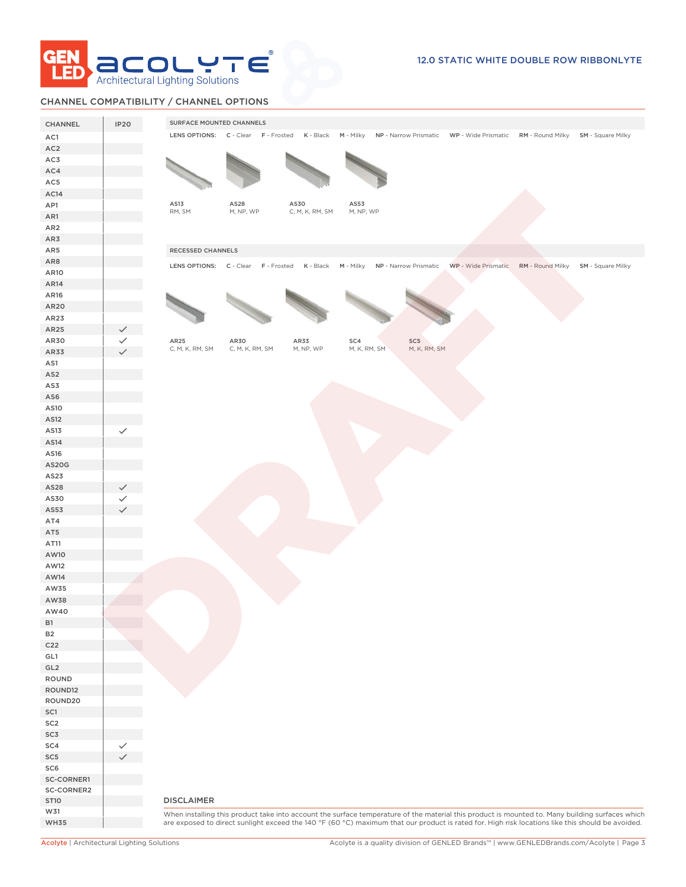## CHANNEL COMPATIBILITY / CHANNEL OPTIONS

| CHANNEL | IP20 |
|---|---|
| AC1 | |
| AC2 | |
| AC3 | |
| AC4 | |
| AC5 | |
| AC14 | |
| AP1 | |
| AR1 | |
| AR2 | |
| AR3 | |
| AR5 | |
| AR8 | |
| AR10 | |
| AR14 | |
| AR16 | |
| AR20 | |
| AR23 | |
| AR25 | ✓ |
| AR30 | ✓ |
| AR33 | ✓ |
| AS1 | |
| AS2 | |
| AS3 | |
| AS6 | |
| AS10 | |
| AS12 | |
| AS13 | ✓ |
| AS14 | |
| AS16 | |
| AS20G | |
| AS23 | |
| AS28 | ✓ |
| AS30 | ✓ |
| AS53 | ✓ |
| AT4 | |
| AT5 | |
| AT11 | |
| AW10 | |
| AW12 | |
| AW14 | |
| AW35 | |
| AW38 | |
| AW40 | |
| B1 | |
| B2 | |
| C22 | |
| GL1 | |
| GL2 | |
| ROUND | |
| ROUND12 | |
| ROUND20 | |
| SC1 | |
| SC2 | |
| SC3 | |
| SC4 | ✓ |
| SC5 | ✓ |
| SC6 | |
| SC-CORNER1 | |
| SC-CORNER2 | |
| ST10 | |
| W31 | |
| WH35 | |

### SURFACE MOUNTED CHANNELS

LENS OPTIONS: **C** - Clear **F** - Frosted **K** - Black **M** - Milky **NP** - Narrow Prismatic **WP** - Wide Prismatic **RM** - Round Milky **SM** - Square Milky

| AS13 | AS28 | AS30 | AS53 |
|---|---|---|---|
| RM, SM | M, NP, WP | C, M, K, RM, SM | M, NP, WP |

### RECESSED CHANNELS

LENS OPTIONS: **C** - Clear **F** - Frosted **K** - Black **M** - Milky **NP** - Narrow Prismatic **WP** - Wide Prismatic **RM** - Round Milky **SM** - Square Milky

| AR25 | AR30 | AR33 | SC4 | SC5 |
|---|---|---|---|---|
| C, M, K, RM, SM | C, M, K, RM, SM | M, NP, WP | M, K, RM, SM | M, K, RM, SM |

DRAFT

### DISCLAIMER

When installing this product take into account the surface temperature of the material this product is mounted to. Many building surfaces which are exposed to direct sunlight exceed the 140 °F (60 °C) maximum that our product is rated for. High risk locations like this should be avoided.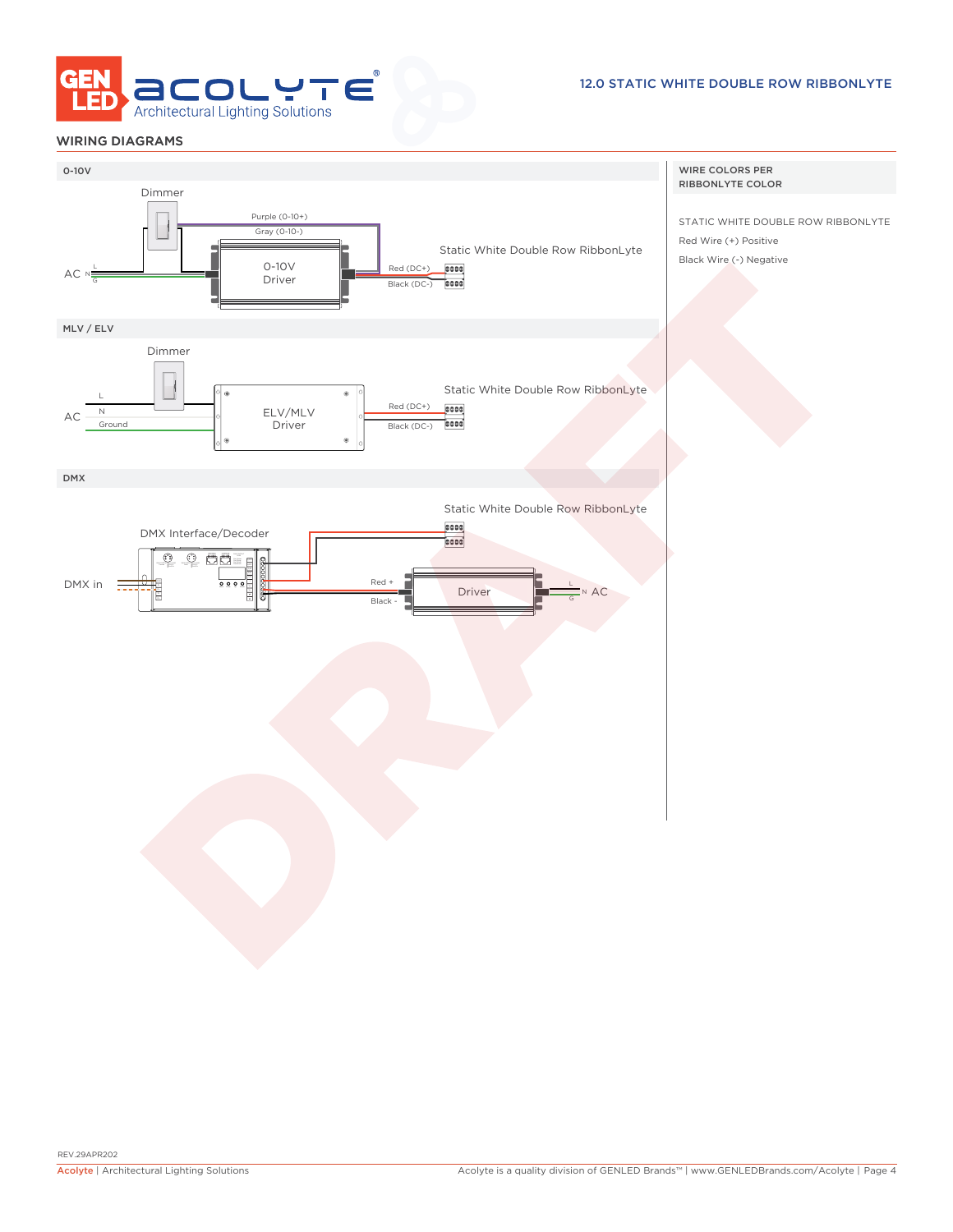## WIRING DIAGRAMS

### 0-10V

Dimmer

Purple (0-10+)

Gray (0-10-)

AC N L G

0-10V Driver

Red (DC+)

Black (DC-)

Static White Double Row RibbonLyte

### MLV / ELV

Dimmer

AC L N Ground

ELV/MLV Driver

Red (DC+)

Black (DC-)

Static White Double Row RibbonLyte

### DMX

DMX Interface/Decoder

DMX in

Static White Double Row RibbonLyte

Red +

Black -

Driver

L N G AC

### WIRE COLORS PER RIBBONLYTE COLOR

STATIC WHITE DOUBLE ROW RIBBONLYTE

Red Wire (+) Positive

Black Wire (-) Negative

DRAFT

REV.29APR202